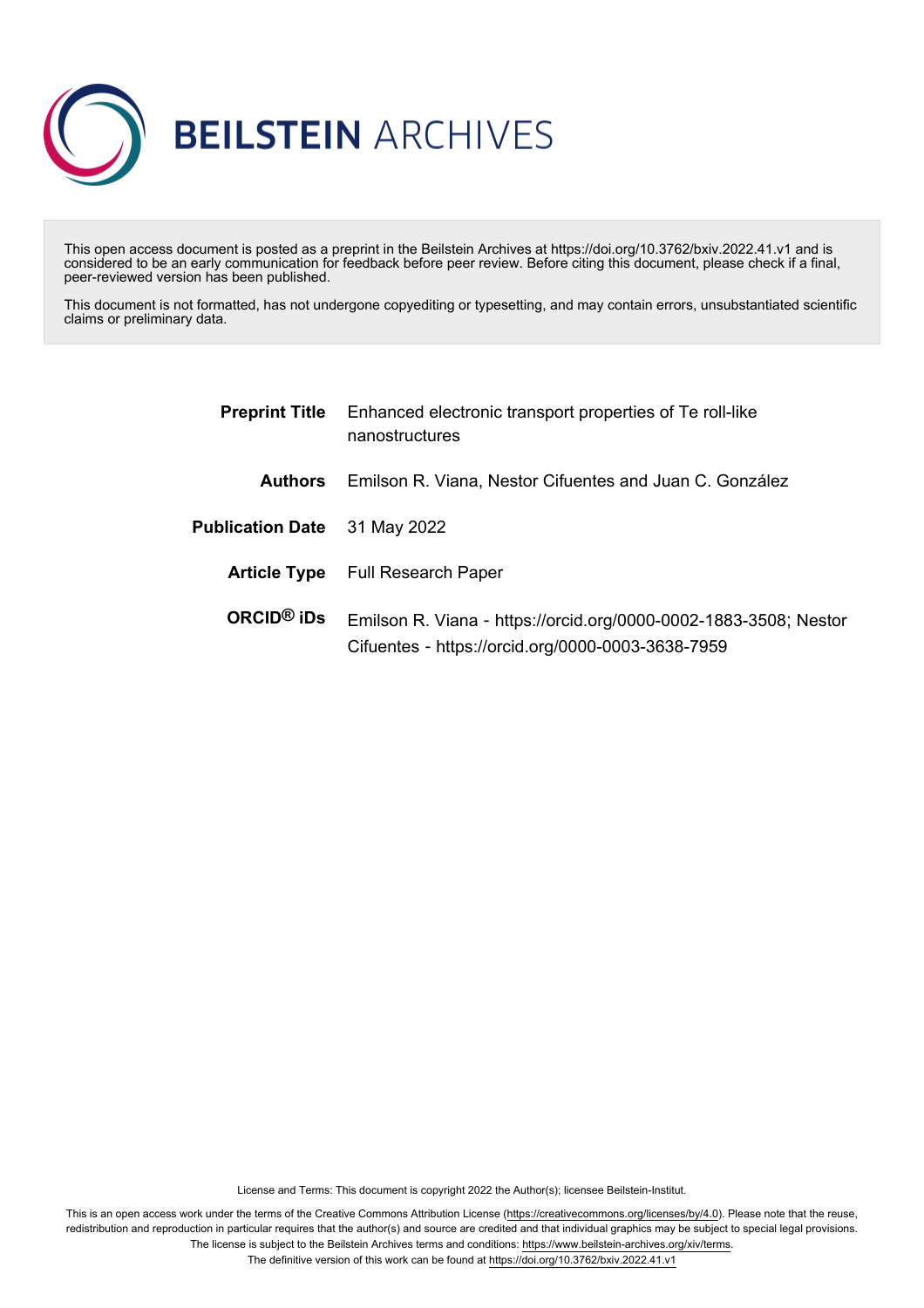# BEILSTEIN ARCHIVES

This open access document is posted as a preprint in the Beilstein Archives at https://doi.org/10.3762/bxiv.2022.41.v1 and is considered to be an early communication for feedback before peer review. Before citing this document, please check if a final, peer-reviewed version has been published.

This document is not formatted, has not undergone copyediting or typesetting, and may contain errors, unsubstantiated scientific claims or preliminary data.

| | |
|---|---|
| **Preprint Title** | Enhanced electronic transport properties of Te roll-like nanostructures |
| **Authors** | Emilson R. Viana, Nestor Cifuentes and Juan C. González |
| **Publication Date** | 31 May 2022 |
| **Article Type** | Full Research Paper |
| **ORCID® iDs** | Emilson R. Viana - https://orcid.org/0000-0002-1883-3508; Nestor Cifuentes - https://orcid.org/0000-0003-3638-7959 |

License and Terms: This document is copyright 2022 the Author(s); licensee Beilstein-Institut.

This is an open access work under the terms of the Creative Commons Attribution License (https://creativecommons.org/licenses/by/4.0). Please note that the reuse, redistribution and reproduction in particular requires that the author(s) and source are credited and that individual graphics may be subject to special legal provisions. The license is subject to the Beilstein Archives terms and conditions: https://www.beilstein-archives.org/xiv/terms.
The definitive version of this work can be found at https://doi.org/10.3762/bxiv.2022.41.v1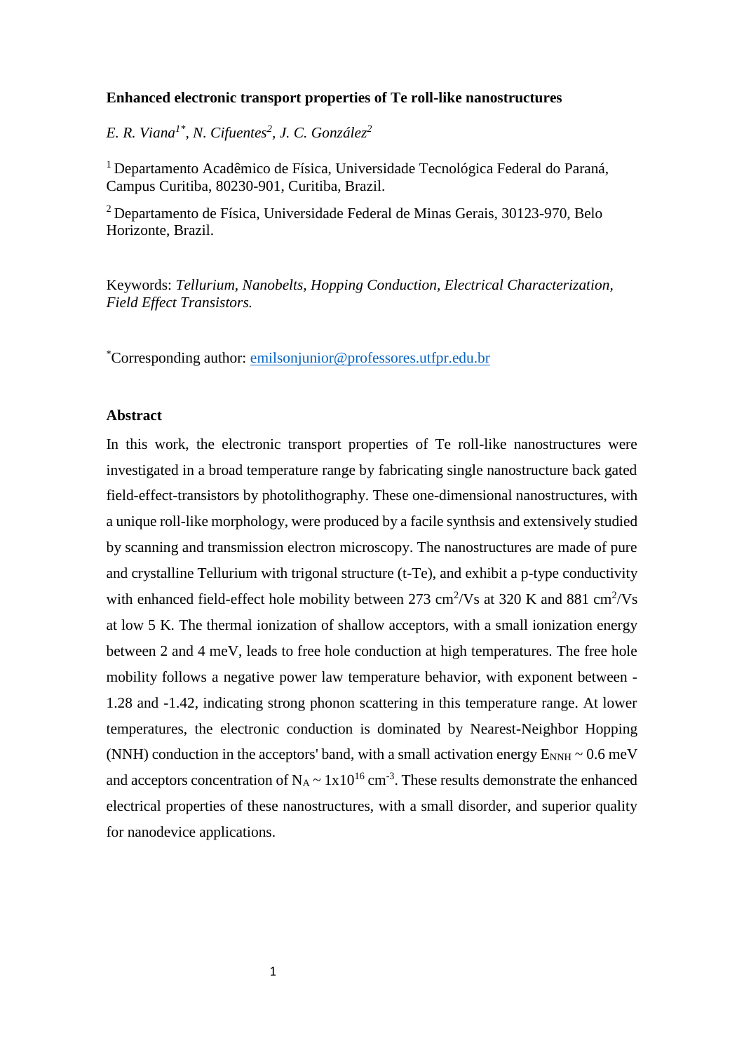**Enhanced electronic transport properties of Te roll-like nanostructures**

*E. R. Viana*[1*]*, N. Cifuentes*[2]*, J. C. González*[2]

[1] Departamento Acadêmico de Física, Universidade Tecnológica Federal do Paraná, Campus Curitiba, 80230-901, Curitiba, Brazil.

[2] Departamento de Física, Universidade Federal de Minas Gerais, 30123-970, Belo Horizonte, Brazil.

Keywords: *Tellurium, Nanobelts, Hopping Conduction, Electrical Characterization, Field Effect Transistors.*

[*]Corresponding author: emilsonjunior@professores.utfpr.edu.br

**Abstract**

In this work, the electronic transport properties of Te roll-like nanostructures were investigated in a broad temperature range by fabricating single nanostructure back gated field-effect-transistors by photolithography. These one-dimensional nanostructures, with a unique roll-like morphology, were produced by a facile synthsis and extensively studied by scanning and transmission electron microscopy. The nanostructures are made of pure and crystalline Tellurium with trigonal structure (t-Te), and exhibit a p-type conductivity with enhanced field-effect hole mobility between 273 $cm^2/Vs$ at 320 K and 881 $cm^2/Vs$ at low 5 K. The thermal ionization of shallow acceptors, with a small ionization energy between 2 and 4 meV, leads to free hole conduction at high temperatures. The free hole mobility follows a negative power law temperature behavior, with exponent between -1.28 and -1.42, indicating strong phonon scattering in this temperature range. At lower temperatures, the electronic conduction is dominated by Nearest-Neighbor Hopping (NNH) conduction in the acceptors' band, with a small activation energy $E_{NNH}$ ~ 0.6 meV and acceptors concentration of $N_A$ ~ $1x10^{16}$ $cm^{-3}$. These results demonstrate the enhanced electrical properties of these nanostructures, with a small disorder, and superior quality for nanodevice applications.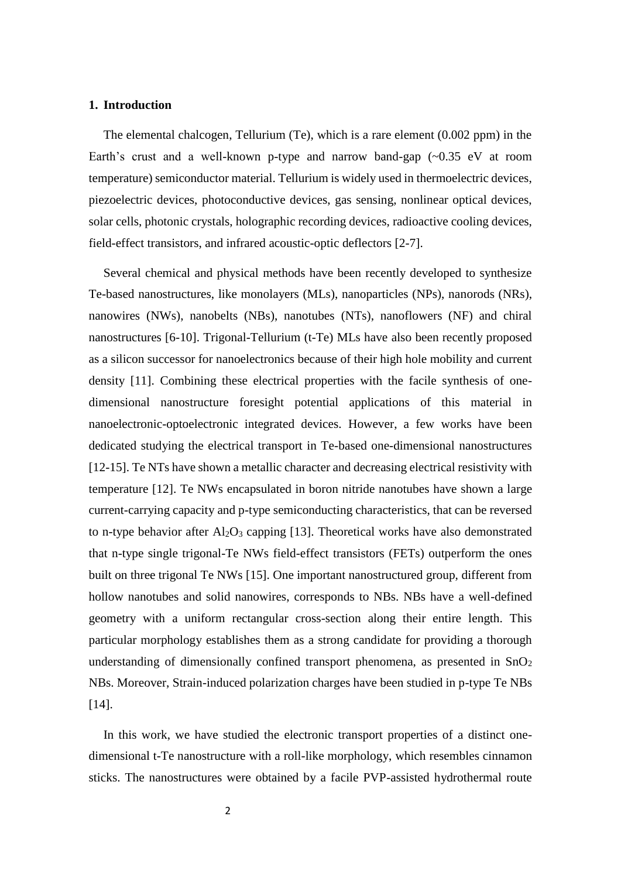## 1. Introduction

The elemental chalcogen, Tellurium (Te), which is a rare element (0.002 ppm) in the Earth's crust and a well-known p-type and narrow band-gap (~0.35 eV at room temperature) semiconductor material. Tellurium is widely used in thermoelectric devices, piezoelectric devices, photoconductive devices, gas sensing, nonlinear optical devices, solar cells, photonic crystals, holographic recording devices, radioactive cooling devices, field-effect transistors, and infrared acoustic-optic deflectors [2-7].

Several chemical and physical methods have been recently developed to synthesize Te-based nanostructures, like monolayers (MLs), nanoparticles (NPs), nanorods (NRs), nanowires (NWs), nanobelts (NBs), nanotubes (NTs), nanoflowers (NF) and chiral nanostructures [6-10]. Trigonal-Tellurium (t-Te) MLs have also been recently proposed as a silicon successor for nanoelectronics because of their high hole mobility and current density [11]. Combining these electrical properties with the facile synthesis of one-dimensional nanostructure foresight potential applications of this material in nanoelectronic-optoelectronic integrated devices. However, a few works have been dedicated studying the electrical transport in Te-based one-dimensional nanostructures [12-15]. Te NTs have shown a metallic character and decreasing electrical resistivity with temperature [12]. Te NWs encapsulated in boron nitride nanotubes have shown a large current-carrying capacity and p-type semiconducting characteristics, that can be reversed to n-type behavior after $Al_2O_3$ capping [13]. Theoretical works have also demonstrated that n-type single trigonal-Te NWs field-effect transistors (FETs) outperform the ones built on three trigonal Te NWs [15]. One important nanostructured group, different from hollow nanotubes and solid nanowires, corresponds to NBs. NBs have a well-defined geometry with a uniform rectangular cross-section along their entire length. This particular morphology establishes them as a strong candidate for providing a thorough understanding of dimensionally confined transport phenomena, as presented in $SnO_2$ NBs. Moreover, Strain-induced polarization charges have been studied in p-type Te NBs [14].

In this work, we have studied the electronic transport properties of a distinct one-dimensional t-Te nanostructure with a roll-like morphology, which resembles cinnamon sticks. The nanostructures were obtained by a facile PVP-assisted hydrothermal route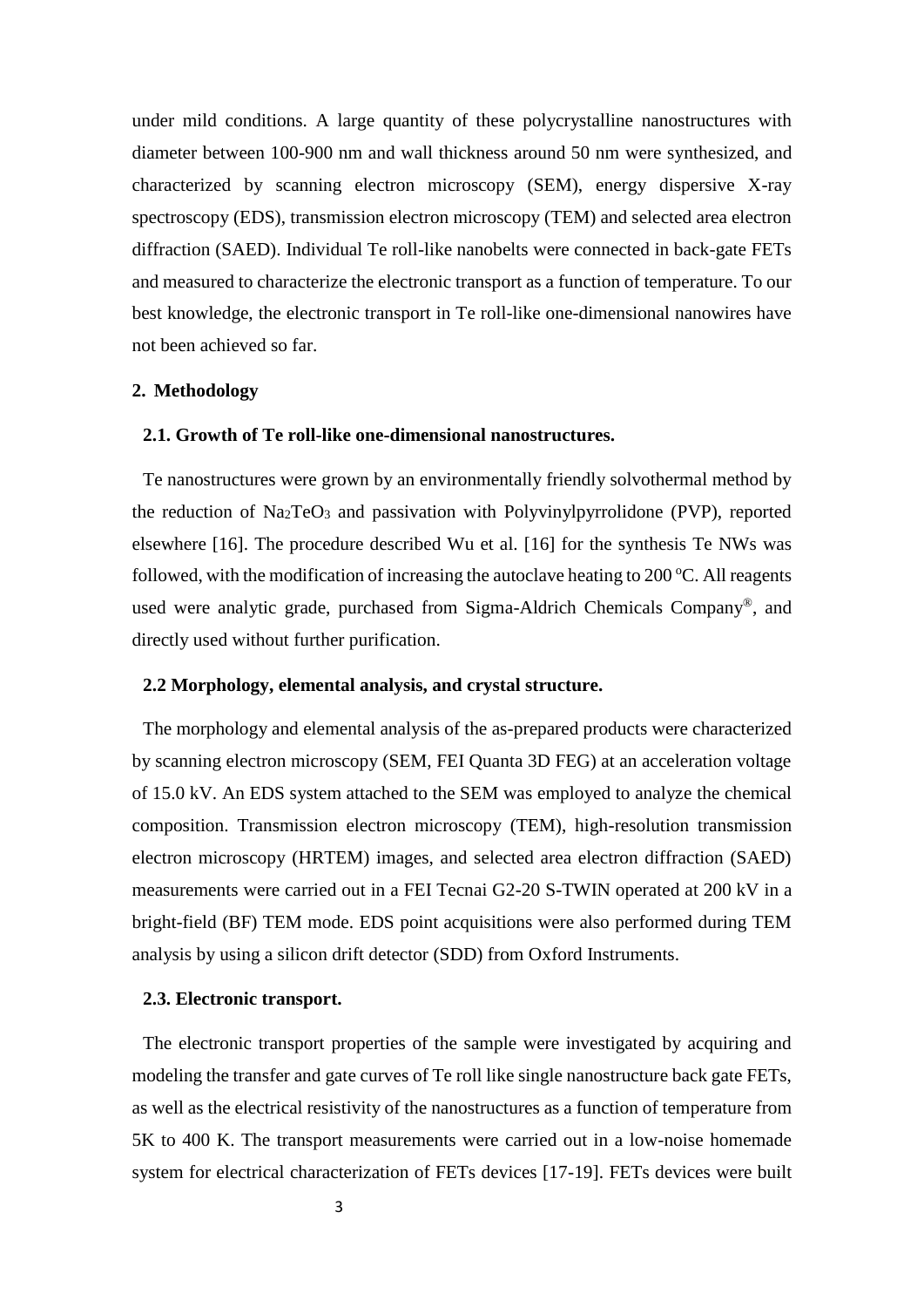under mild conditions. A large quantity of these polycrystalline nanostructures with diameter between 100-900 nm and wall thickness around 50 nm were synthesized, and characterized by scanning electron microscopy (SEM), energy dispersive X-ray spectroscopy (EDS), transmission electron microscopy (TEM) and selected area electron diffraction (SAED). Individual Te roll-like nanobelts were connected in back-gate FETs and measured to characterize the electronic transport as a function of temperature. To our best knowledge, the electronic transport in Te roll-like one-dimensional nanowires have not been achieved so far.

## 2. Methodology

### 2.1. Growth of Te roll-like one-dimensional nanostructures.

Te nanostructures were grown by an environmentally friendly solvothermal method by the reduction of $Na_2TeO_3$ and passivation with Polyvinylpyrrolidone (PVP), reported elsewhere [16]. The procedure described Wu et al. [16] for the synthesis Te NWs was followed, with the modification of increasing the autoclave heating to 200 $^oC$. All reagents used were analytic grade, purchased from Sigma-Aldrich Chemicals Company®, and directly used without further purification.

### 2.2 Morphology, elemental analysis, and crystal structure.

The morphology and elemental analysis of the as-prepared products were characterized by scanning electron microscopy (SEM, FEI Quanta 3D FEG) at an acceleration voltage of 15.0 kV. An EDS system attached to the SEM was employed to analyze the chemical composition. Transmission electron microscopy (TEM), high-resolution transmission electron microscopy (HRTEM) images, and selected area electron diffraction (SAED) measurements were carried out in a FEI Tecnai G2-20 S-TWIN operated at 200 kV in a bright-field (BF) TEM mode. EDS point acquisitions were also performed during TEM analysis by using a silicon drift detector (SDD) from Oxford Instruments.

### 2.3. Electronic transport.

The electronic transport properties of the sample were investigated by acquiring and modeling the transfer and gate curves of Te roll like single nanostructure back gate FETs, as well as the electrical resistivity of the nanostructures as a function of temperature from 5K to 400 K. The transport measurements were carried out in a low-noise homemade system for electrical characterization of FETs devices [17-19]. FETs devices were built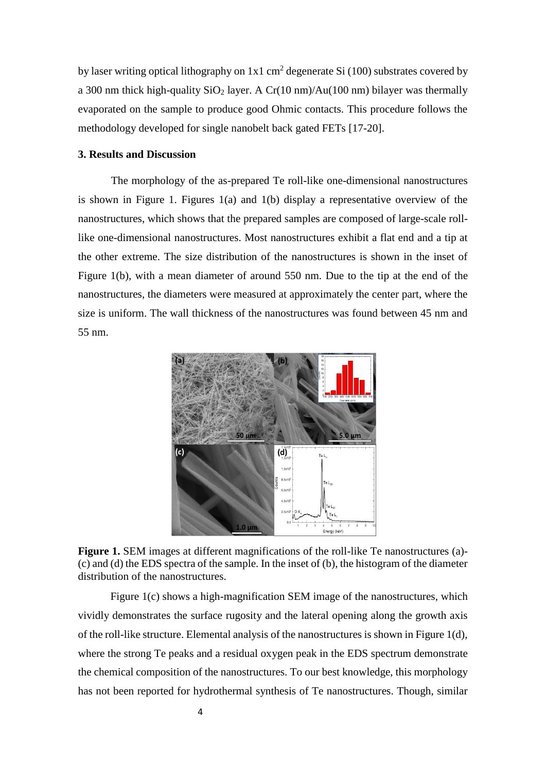by laser writing optical lithography on 1x1 cm$^2$ degenerate Si (100) substrates covered by a 300 nm thick high-quality $SiO_2$ layer. A Cr(10 nm)/Au(100 nm) bilayer was thermally evaporated on the sample to produce good Ohmic contacts. This procedure follows the methodology developed for single nanobelt back gated FETs [17-20].

## 3. Results and Discussion

The morphology of the as-prepared Te roll-like one-dimensional nanostructures is shown in Figure 1. Figures 1(a) and 1(b) display a representative overview of the nanostructures, which shows that the prepared samples are composed of large-scale roll-like one-dimensional nanostructures. Most nanostructures exhibit a flat end and a tip at the other extreme. The size distribution of the nanostructures is shown in the inset of Figure 1(b), with a mean diameter of around 550 nm. Due to the tip at the end of the nanostructures, the diameters were measured at approximately the center part, where the size is uniform. The wall thickness of the nanostructures was found between 45 nm and 55 nm.

**Figure 1.** SEM images at different magnifications of the roll-like Te nanostructures (a)-(c) and (d) the EDS spectra of the sample. In the inset of (b), the histogram of the diameter distribution of the nanostructures.

Figure 1(c) shows a high-magnification SEM image of the nanostructures, which vividly demonstrates the surface rugosity and the lateral opening along the growth axis of the roll-like structure. Elemental analysis of the nanostructures is shown in Figure 1(d), where the strong Te peaks and a residual oxygen peak in the EDS spectrum demonstrate the chemical composition of the nanostructures. To our best knowledge, this morphology has not been reported for hydrothermal synthesis of Te nanostructures. Though, similar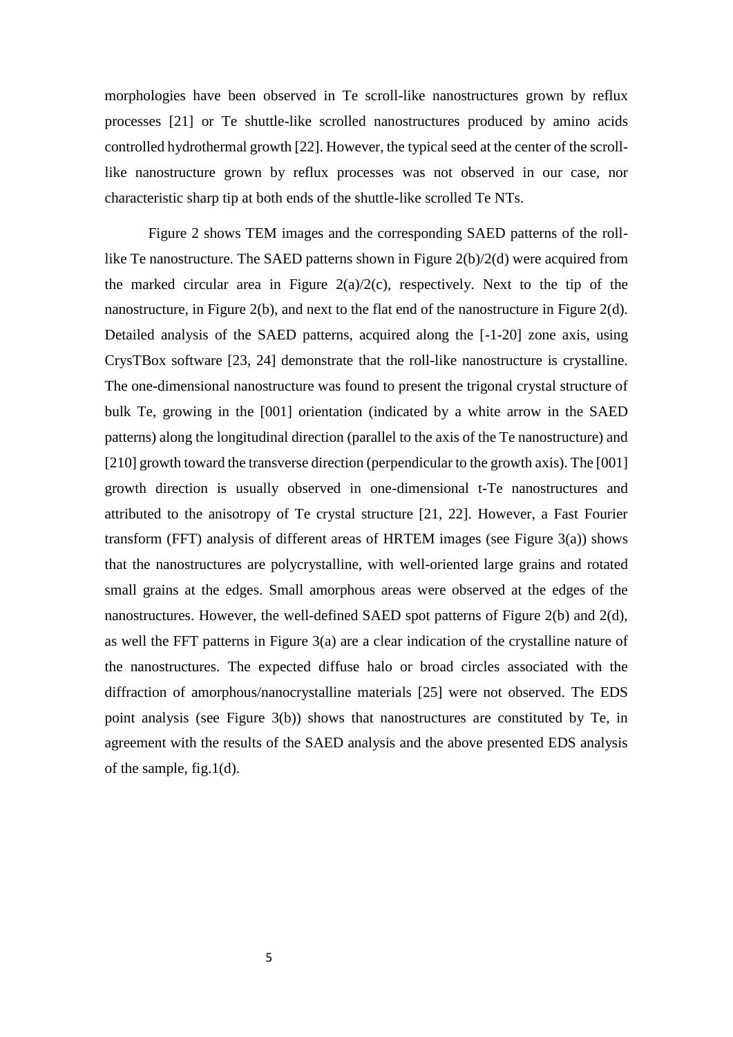morphologies have been observed in Te scroll-like nanostructures grown by reflux processes [21] or Te shuttle-like scrolled nanostructures produced by amino acids controlled hydrothermal growth [22]. However, the typical seed at the center of the scroll-like nanostructure grown by reflux processes was not observed in our case, nor characteristic sharp tip at both ends of the shuttle-like scrolled Te NTs.

Figure 2 shows TEM images and the corresponding SAED patterns of the roll-like Te nanostructure. The SAED patterns shown in Figure 2(b)/2(d) were acquired from the marked circular area in Figure 2(a)/2(c), respectively. Next to the tip of the nanostructure, in Figure 2(b), and next to the flat end of the nanostructure in Figure 2(d). Detailed analysis of the SAED patterns, acquired along the [-1-20] zone axis, using CrysTBox software [23, 24] demonstrate that the roll-like nanostructure is crystalline. The one-dimensional nanostructure was found to present the trigonal crystal structure of bulk Te, growing in the [001] orientation (indicated by a white arrow in the SAED patterns) along the longitudinal direction (parallel to the axis of the Te nanostructure) and [210] growth toward the transverse direction (perpendicular to the growth axis). The [001] growth direction is usually observed in one-dimensional t-Te nanostructures and attributed to the anisotropy of Te crystal structure [21, 22]. However, a Fast Fourier transform (FFT) analysis of different areas of HRTEM images (see Figure 3(a)) shows that the nanostructures are polycrystalline, with well-oriented large grains and rotated small grains at the edges. Small amorphous areas were observed at the edges of the nanostructures. However, the well-defined SAED spot patterns of Figure 2(b) and 2(d), as well the FFT patterns in Figure 3(a) are a clear indication of the crystalline nature of the nanostructures. The expected diffuse halo or broad circles associated with the diffraction of amorphous/nanocrystalline materials [25] were not observed. The EDS point analysis (see Figure 3(b)) shows that nanostructures are constituted by Te, in agreement with the results of the SAED analysis and the above presented EDS analysis of the sample, fig.1(d).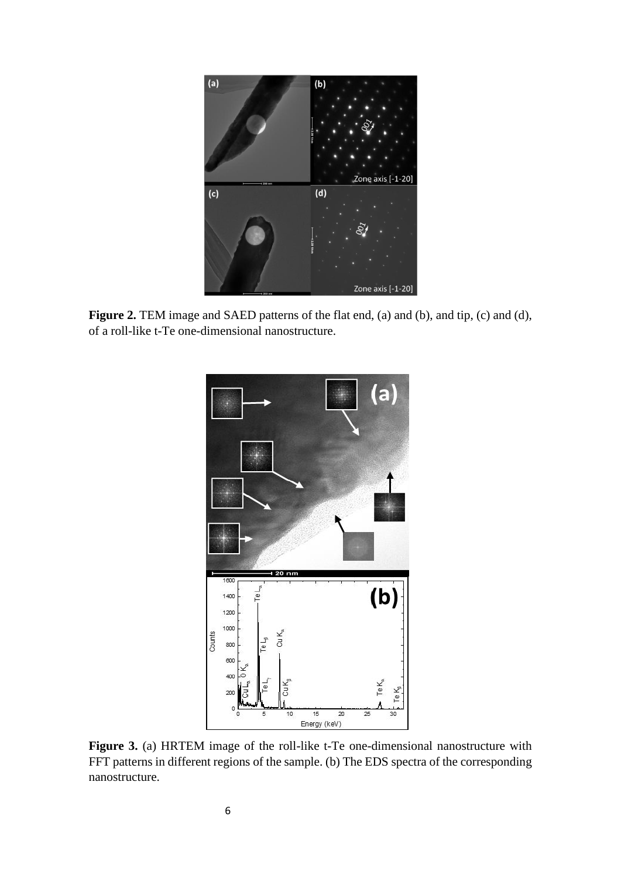**Figure 2.** TEM image and SAED patterns of the flat end, (a) and (b), and tip, (c) and (d), of a roll-like t-Te one-dimensional nanostructure.

**Figure 3.** (a) HRTEM image of the roll-like t-Te one-dimensional nanostructure with FFT patterns in different regions of the sample. (b) The EDS spectra of the corresponding nanostructure.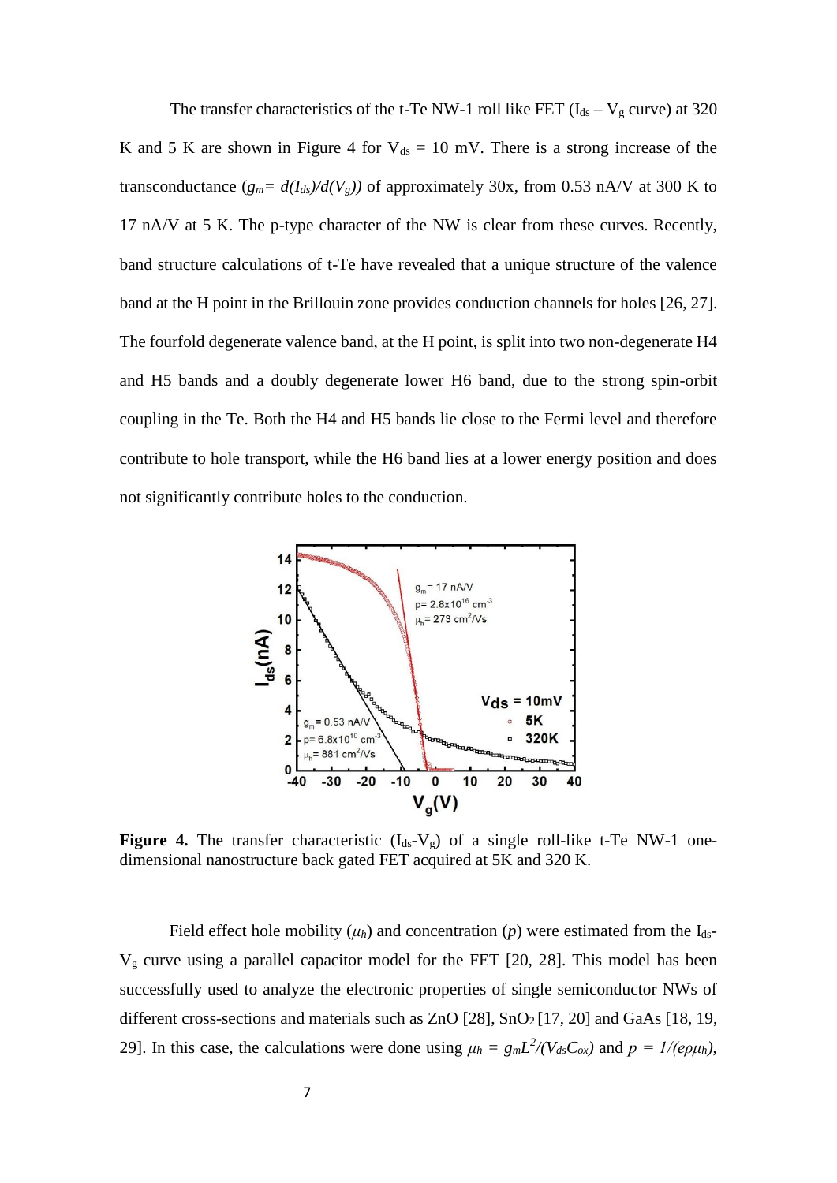The transfer characteristics of the t-Te NW-1 roll like FET ($I_{ds} – V_g$ curve) at 320 K and 5 K are shown in Figure 4 for $V_{ds}$ = 10 mV. There is a strong increase of the transconductance ($g_m = d(I_{ds})/d(V_g)$) of approximately 30x, from 0.53 nA/V at 300 K to 17 nA/V at 5 K. The p-type character of the NW is clear from these curves. Recently, band structure calculations of t-Te have revealed that a unique structure of the valence band at the H point in the Brillouin zone provides conduction channels for holes [26, 27]. The fourfold degenerate valence band, at the H point, is split into two non-degenerate H4 and H5 bands and a doubly degenerate lower H6 band, due to the strong spin-orbit coupling in the Te. Both the H4 and H5 bands lie close to the Fermi level and therefore contribute to hole transport, while the H6 band lies at a lower energy position and does not significantly contribute holes to the conduction.

**Figure 4.** The transfer characteristic ($I_{ds}$-$V_g$) of a single roll-like t-Te NW-1 one-dimensional nanostructure back gated FET acquired at 5K and 320 K.

Field effect hole mobility ($\mu_h$) and concentration ($p$) were estimated from the $I_{ds}$-$V_g$ curve using a parallel capacitor model for the FET [20, 28]. This model has been successfully used to analyze the electronic properties of single semiconductor NWs of different cross-sections and materials such as ZnO [28], $SnO_2$ [17, 20] and GaAs [18, 19, 29]. In this case, the calculations were done using $\mu_h = g_m L^2/(V_{ds}C_{ox})$ and $p = 1/(e\rho\mu_h)$,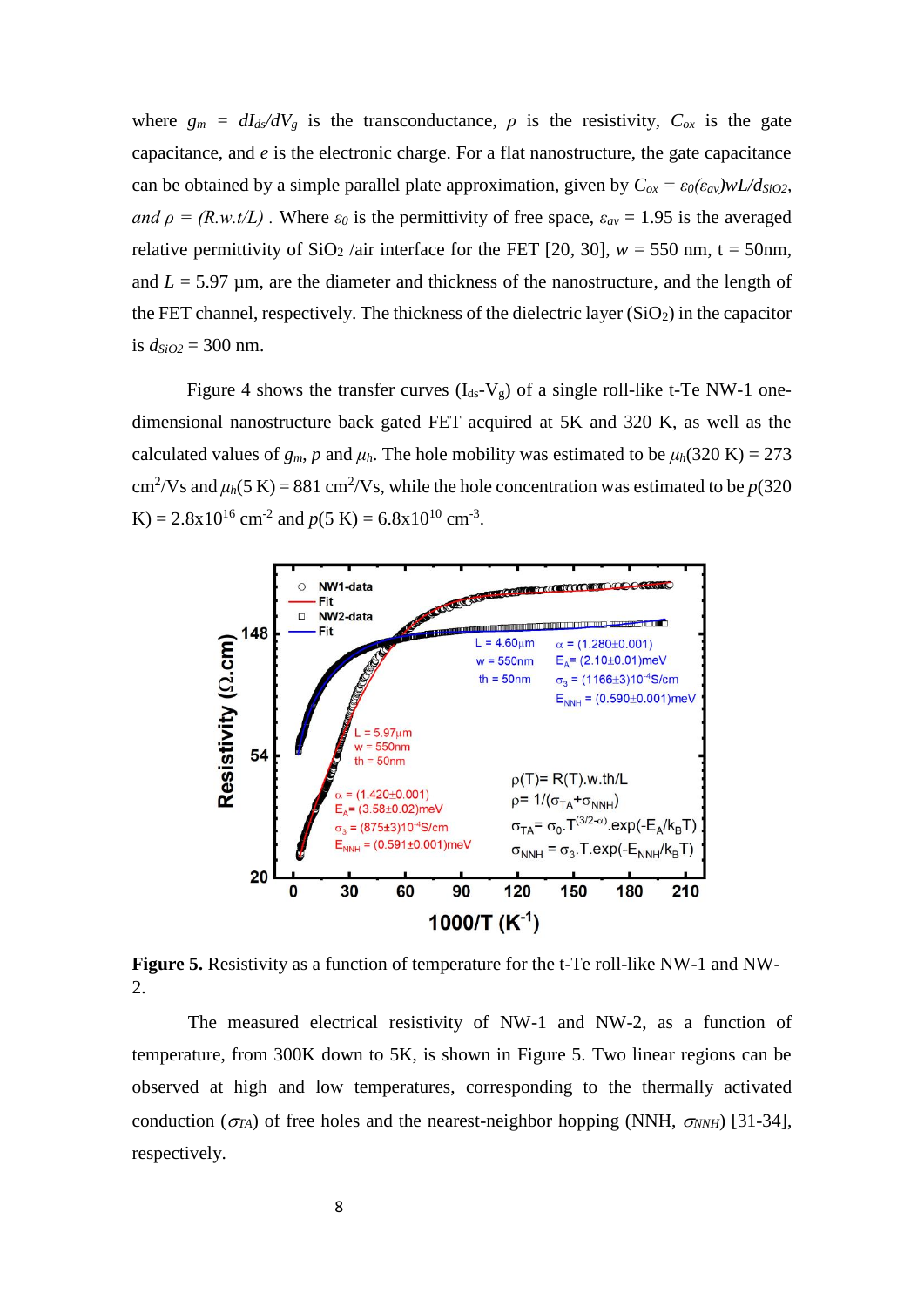where $g_m = dI_{ds}/dV_g$ is the transconductance, $\rho$ is the resistivity, $C_{ox}$ is the gate capacitance, and $e$ is the electronic charge. For a flat nanostructure, the gate capacitance can be obtained by a simple parallel plate approximation, given by $C_{ox} = \varepsilon_0(\varepsilon_{av})wL/d_{SiO2}$, *and* $\rho = (R.w.t/L)$ . Where $\varepsilon_0$ is the permittivity of free space, $\varepsilon_{av}$ = 1.95 is the averaged relative permittivity of $SiO_2$ /air interface for the FET [20, 30], $w$ = 550 nm, t = 50nm, and $L$ = 5.97 µm, are the diameter and thickness of the nanostructure, and the length of the FET channel, respectively. The thickness of the dielectric layer ($SiO_2$) in the capacitor is $d_{SiO2}$ = 300 nm.

Figure 4 shows the transfer curves ($I_{ds}$-$V_g$) of a single roll-like t-Te NW-1 one-dimensional nanostructure back gated FET acquired at 5K and 320 K, as well as the calculated values of $g_m$, $p$ and $\mu_h$. The hole mobility was estimated to be $\mu_h$(320 K) = 273 $cm^2/Vs$ and $\mu_h$(5 K) = 881 $cm^2/Vs$, while the hole concentration was estimated to be $p$(320 K) = 2.8x10$^{16}$ $cm^{-2}$ and $p$(5 K) = 6.8x10$^{10}$ $cm^{-3}$.

**Figure 5.** Resistivity as a function of temperature for the t-Te roll-like NW-1 and NW-2.

The measured electrical resistivity of NW-1 and NW-2, as a function of temperature, from 300K down to 5K, is shown in Figure 5. Two linear regions can be observed at high and low temperatures, corresponding to the thermally activated conduction ($\sigma_{TA}$) of free holes and the nearest-neighbor hopping (NNH, $\sigma_{NNH}$) [31-34], respectively.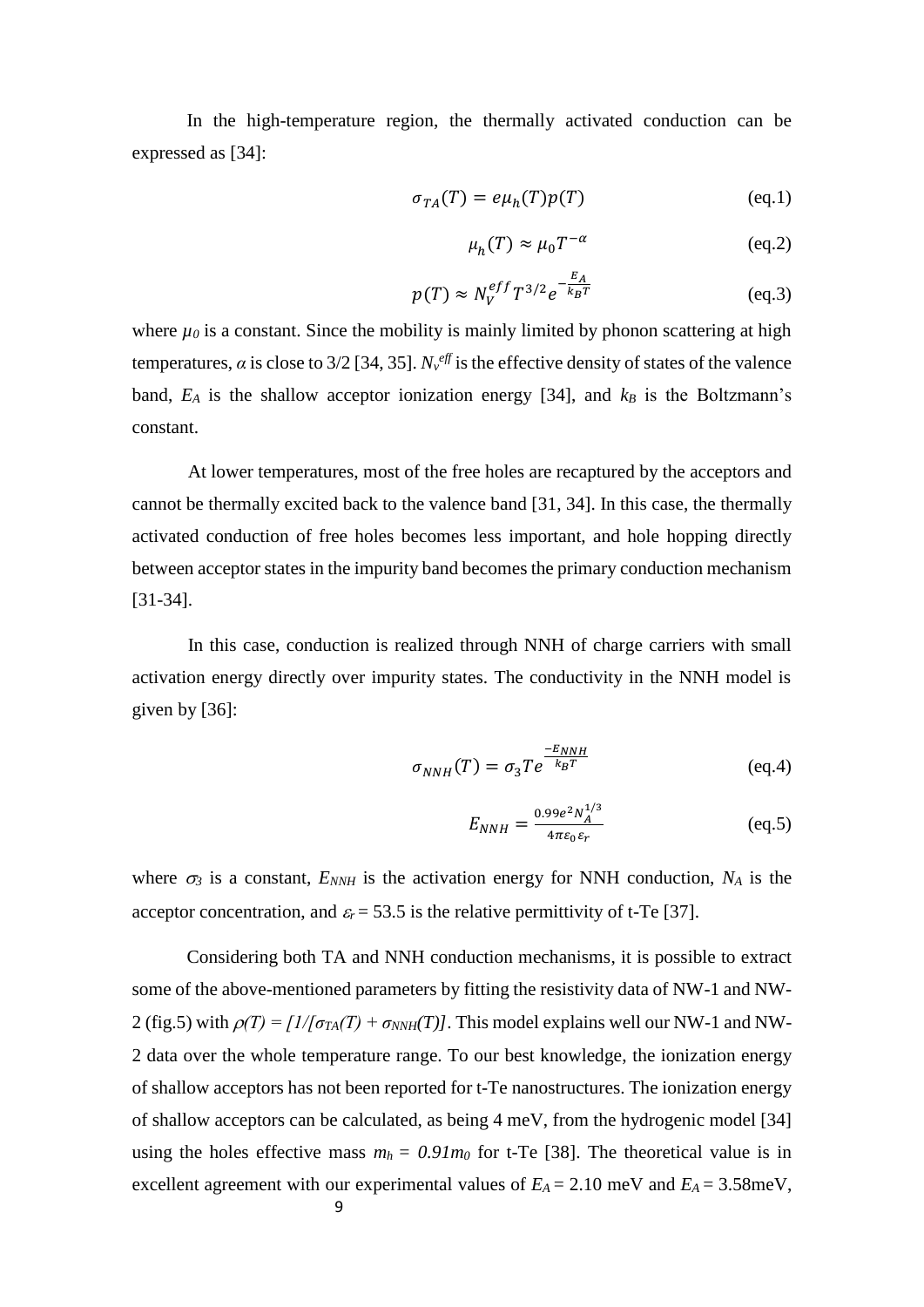In the high-temperature region, the thermally activated conduction can be expressed as [34]:

$$\sigma_{TA}(T) = e\mu_h(T)p(T) \tag{eq.1}$$

$$\mu_h(T) \approx \mu_0 T^{-\alpha} \tag{eq.2}$$

$$p(T) \approx N_V^{eff} T^{3/2} e^{-\frac{E_A}{k_B T}} \tag{eq.3}$$

where $\mu_0$ is a constant. Since the mobility is mainly limited by phonon scattering at high temperatures, $\alpha$ is close to 3/2 [34, 35]. $N_v^{eff}$ is the effective density of states of the valence band, $E_A$ is the shallow acceptor ionization energy [34], and $k_B$ is the Boltzmann's constant.

At lower temperatures, most of the free holes are recaptured by the acceptors and cannot be thermally excited back to the valence band [31, 34]. In this case, the thermally activated conduction of free holes becomes less important, and hole hopping directly between acceptor states in the impurity band becomes the primary conduction mechanism [31-34].

In this case, conduction is realized through NNH of charge carriers with small activation energy directly over impurity states. The conductivity in the NNH model is given by [36]:

$$\sigma_{NNH}(T) = \sigma_3 T e^{\frac{-E_{NNH}}{k_B T}} \tag{eq.4}$$

$$E_{NNH} = \frac{0.99 e^2 N_A^{1/3}}{4\pi\varepsilon_0\varepsilon_r} \tag{eq.5}$$

where $\sigma_3$ is a constant, $E_{NNH}$ is the activation energy for NNH conduction, $N_A$ is the acceptor concentration, and $\varepsilon_r = 53.5$ is the relative permittivity of t-Te [37].

Considering both TA and NNH conduction mechanisms, it is possible to extract some of the above-mentioned parameters by fitting the resistivity data of NW-1 and NW-2 (fig.5) with $\rho(T) = [1/[\sigma_{TA}(T) + \sigma_{NNH}(T)]$. This model explains well our NW-1 and NW-2 data over the whole temperature range. To our best knowledge, the ionization energy of shallow acceptors has not been reported for t-Te nanostructures. The ionization energy of shallow acceptors can be calculated, as being 4 meV, from the hydrogenic model [34] using the holes effective mass $m_h = 0.91m_0$ for t-Te [38]. The theoretical value is in excellent agreement with our experimental values of $E_A = 2.10$ meV and $E_A = 3.58$meV,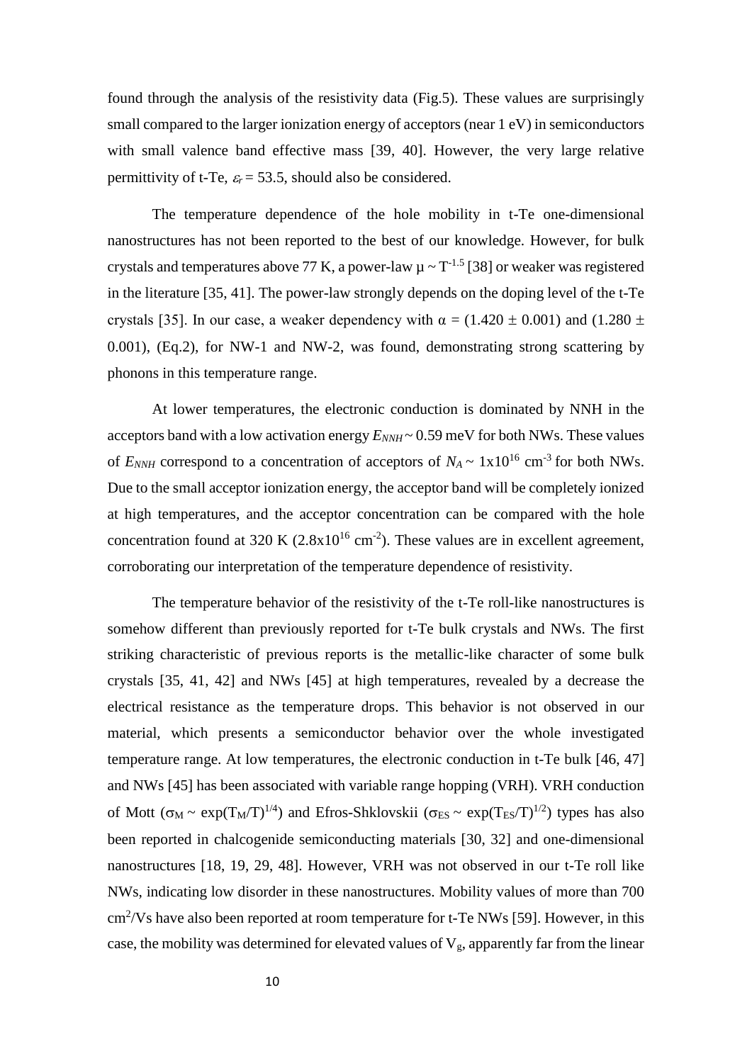found through the analysis of the resistivity data (Fig.5). These values are surprisingly small compared to the larger ionization energy of acceptors (near 1 eV) in semiconductors with small valence band effective mass [39, 40]. However, the very large relative permittivity of t-Te, $\varepsilon_r = 53.5$, should also be considered.

The temperature dependence of the hole mobility in t-Te one-dimensional nanostructures has not been reported to the best of our knowledge. However, for bulk crystals and temperatures above 77 K, a power-law $\mu \sim T^{-1.5}$ [38] or weaker was registered in the literature [35, 41]. The power-law strongly depends on the doping level of the t-Te crystals [35]. In our case, a weaker dependency with $\alpha = (1.420 \pm 0.001)$ and $(1.280 \pm 0.001)$, (Eq.2), for NW-1 and NW-2, was found, demonstrating strong scattering by phonons in this temperature range.

At lower temperatures, the electronic conduction is dominated by NNH in the acceptors band with a low activation energy $E_{NNH} \sim 0.59$ meV for both NWs. These values of $E_{NNH}$ correspond to a concentration of acceptors of $N_A \sim 1\text{x}10^{16}$ cm$^{-3}$ for both NWs. Due to the small acceptor ionization energy, the acceptor band will be completely ionized at high temperatures, and the acceptor concentration can be compared with the hole concentration found at 320 K ($2.8\text{x}10^{16}$ cm$^{-2}$). These values are in excellent agreement, corroborating our interpretation of the temperature dependence of resistivity.

The temperature behavior of the resistivity of the t-Te roll-like nanostructures is somehow different than previously reported for t-Te bulk crystals and NWs. The first striking characteristic of previous reports is the metallic-like character of some bulk crystals [35, 41, 42] and NWs [45] at high temperatures, revealed by a decrease the electrical resistance as the temperature drops. This behavior is not observed in our material, which presents a semiconductor behavior over the whole investigated temperature range. At low temperatures, the electronic conduction in t-Te bulk [46, 47] and NWs [45] has been associated with variable range hopping (VRH). VRH conduction of Mott ($\sigma_M \sim \exp(T_M/T)^{1/4}$) and Efros-Shklovskii ($\sigma_{ES} \sim \exp(T_{ES}/T)^{1/2}$) types has also been reported in chalcogenide semiconducting materials [30, 32] and one-dimensional nanostructures [18, 19, 29, 48]. However, VRH was not observed in our t-Te roll like NWs, indicating low disorder in these nanostructures. Mobility values of more than 700 cm$^2$/Vs have also been reported at room temperature for t-Te NWs [59]. However, in this case, the mobility was determined for elevated values of $V_g$, apparently far from the linear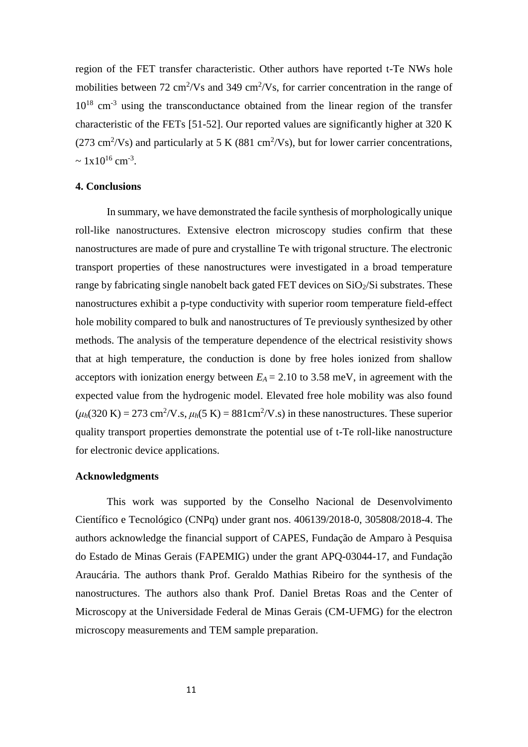region of the FET transfer characteristic. Other authors have reported t-Te NWs hole mobilities between 72 $cm^2/Vs$ and 349 $cm^2/Vs$, for carrier concentration in the range of $10^{18}$ $cm^{-3}$ using the transconductance obtained from the linear region of the transfer characteristic of the FETs [51-52]. Our reported values are significantly higher at 320 K (273 $cm^2/Vs$) and particularly at 5 K (881 $cm^2/Vs$), but for lower carrier concentrations, ~ $1x10^{16}$ $cm^{-3}$.

## 4. Conclusions

In summary, we have demonstrated the facile synthesis of morphologically unique roll-like nanostructures. Extensive electron microscopy studies confirm that these nanostructures are made of pure and crystalline Te with trigonal structure. The electronic transport properties of these nanostructures were investigated in a broad temperature range by fabricating single nanobelt back gated FET devices on $SiO_2$/Si substrates. These nanostructures exhibit a p-type conductivity with superior room temperature field-effect hole mobility compared to bulk and nanostructures of Te previously synthesized by other methods. The analysis of the temperature dependence of the electrical resistivity shows that at high temperature, the conduction is done by free holes ionized from shallow acceptors with ionization energy between $E_A = 2.10$ to 3.58 meV, in agreement with the expected value from the hydrogenic model. Elevated free hole mobility was also found ($\mu_h(320\text{ K}) = 273\text{ cm}^2/\text{V.s}$, $\mu_h(5\text{ K}) = 881\text{cm}^2/\text{V.s}$) in these nanostructures. These superior quality transport properties demonstrate the potential use of t-Te roll-like nanostructure for electronic device applications.

## Acknowledgments

This work was supported by the Conselho Nacional de Desenvolvimento Científico e Tecnológico (CNPq) under grant nos. 406139/2018-0, 305808/2018-4. The authors acknowledge the financial support of CAPES, Fundação de Amparo à Pesquisa do Estado de Minas Gerais (FAPEMIG) under the grant APQ-03044-17, and Fundação Araucária. The authors thank Prof. Geraldo Mathias Ribeiro for the synthesis of the nanostructures. The authors also thank Prof. Daniel Bretas Roas and the Center of Microscopy at the Universidade Federal de Minas Gerais (CM-UFMG) for the electron microscopy measurements and TEM sample preparation.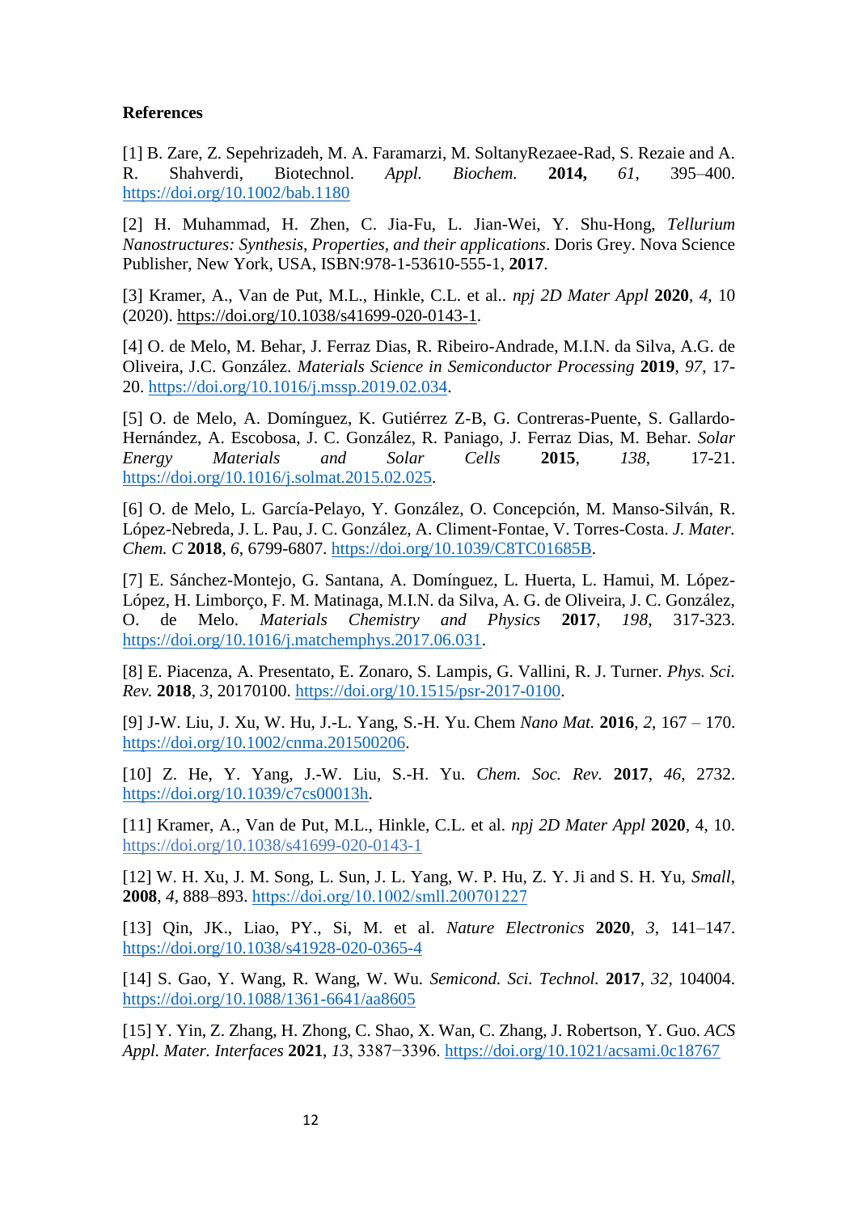**References**

[1] B. Zare, Z. Sepehrizadeh, M. A. Faramarzi, M. SoltanyRezaee-Rad, S. Rezaie and A. R. Shahverdi, Biotechnol. *Appl. Biochem.* **2014,** *61*, 395–400. https://doi.org/10.1002/bab.1180

[2] H. Muhammad, H. Zhen, C. Jia-Fu, L. Jian-Wei, Y. Shu-Hong, *Tellurium Nanostructures: Synthesis, Properties, and their applications*. Doris Grey. Nova Science Publisher, New York, USA, ISBN:978-1-53610-555-1, **2017**.

[3] Kramer, A., Van de Put, M.L., Hinkle, C.L. et al.. *npj 2D Mater Appl* **2020**, *4*, 10 (2020). https://doi.org/10.1038/s41699-020-0143-1.

[4] O. de Melo, M. Behar, J. Ferraz Dias, R. Ribeiro-Andrade, M.I.N. da Silva, A.G. de Oliveira, J.C. González. *Materials Science in Semiconductor Processing* **2019**, *97*, 17-20. https://doi.org/10.1016/j.mssp.2019.02.034.

[5] O. de Melo, A. Domínguez, K. Gutiérrez Z-B, G. Contreras-Puente, S. Gallardo-Hernández, A. Escobosa, J. C. González, R. Paniago, J. Ferraz Dias, M. Behar. *Solar Energy Materials and Solar Cells* **2015**, *138*, 17-21. https://doi.org/10.1016/j.solmat.2015.02.025.

[6] O. de Melo, L. García-Pelayo, Y. González, O. Concepción, M. Manso-Silván, R. López-Nebreda, J. L. Pau, J. C. González, A. Climent-Fontae, V. Torres-Costa. *J. Mater. Chem. C* **2018**, *6*, 6799-6807. https://doi.org/10.1039/C8TC01685B.

[7] E. Sánchez-Montejo, G. Santana, A. Domínguez, L. Huerta, L. Hamui, M. López-López, H. Limborço, F. M. Matinaga, M.I.N. da Silva, A. G. de Oliveira, J. C. González, O. de Melo. *Materials Chemistry and Physics* **2017**, *198*, 317-323. https://doi.org/10.1016/j.matchemphys.2017.06.031.

[8] E. Piacenza, A. Presentato, E. Zonaro, S. Lampis, G. Vallini, R. J. Turner. *Phys. Sci. Rev.* **2018**, *3*, 20170100. https://doi.org/10.1515/psr-2017-0100.

[9] J-W. Liu, J. Xu, W. Hu, J.-L. Yang, S.-H. Yu. Chem *Nano Mat.* **2016**, *2*, 167 – 170. https://doi.org/10.1002/cnma.201500206.

[10] Z. He, Y. Yang, J.-W. Liu, S.-H. Yu. *Chem. Soc. Rev.* **2017**, *46*, 2732. https://doi.org/10.1039/c7cs00013h.

[11] Kramer, A., Van de Put, M.L., Hinkle, C.L. et al. *npj 2D Mater Appl* **2020**, 4, 10. https://doi.org/10.1038/s41699-020-0143-1

[12] W. H. Xu, J. M. Song, L. Sun, J. L. Yang, W. P. Hu, Z. Y. Ji and S. H. Yu, *Small*, **2008**, *4*, 888–893. https://doi.org/10.1002/smll.200701227

[13] Qin, JK., Liao, PY., Si, M. et al. *Nature Electronics* **2020**, *3*, 141–147. https://doi.org/10.1038/s41928-020-0365-4

[14] S. Gao, Y. Wang, R. Wang, W. Wu. *Semicond. Sci. Technol.* **2017**, *32*, 104004. https://doi.org/10.1088/1361-6641/aa8605

[15] Y. Yin, Z. Zhang, H. Zhong, C. Shao, X. Wan, C. Zhang, J. Robertson, Y. Guo. *ACS Appl. Mater. Interfaces* **2021**, *13*, 3387−3396. https://doi.org/10.1021/acsami.0c18767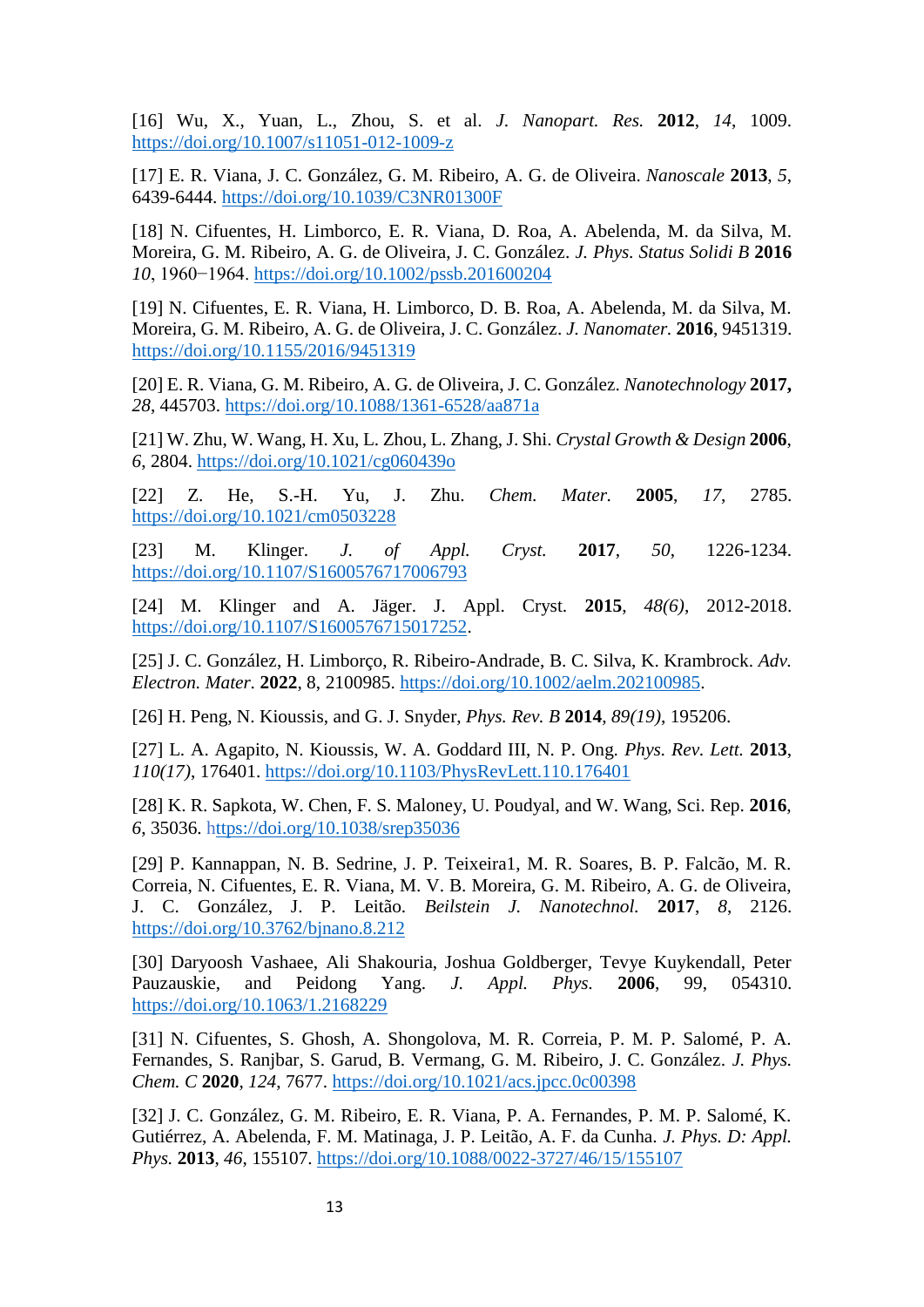[16] Wu, X., Yuan, L., Zhou, S. et al. *J. Nanopart. Res.* **2012**, *14*, 1009. https://doi.org/10.1007/s11051-012-1009-z

[17] E. R. Viana, J. C. González, G. M. Ribeiro, A. G. de Oliveira. *Nanoscale* **2013**, *5*, 6439-6444. https://doi.org/10.1039/C3NR01300F

[18] N. Cifuentes, H. Limborco, E. R. Viana, D. Roa, A. Abelenda, M. da Silva, M. Moreira, G. M. Ribeiro, A. G. de Oliveira, J. C. González. *J. Phys. Status Solidi B* **2016** *10*, 1960−1964. https://doi.org/10.1002/pssb.201600204

[19] N. Cifuentes, E. R. Viana, H. Limborco, D. B. Roa, A. Abelenda, M. da Silva, M. Moreira, G. M. Ribeiro, A. G. de Oliveira, J. C. González. *J. Nanomater.* **2016**, 9451319. https://doi.org/10.1155/2016/9451319

[20] E. R. Viana, G. M. Ribeiro, A. G. de Oliveira, J. C. González. *Nanotechnology* **2017,** *28*, 445703. https://doi.org/10.1088/1361-6528/aa871a

[21] W. Zhu, W. Wang, H. Xu, L. Zhou, L. Zhang, J. Shi. *Crystal Growth & Design* **2006**, *6*, 2804. https://doi.org/10.1021/cg060439o

[22] Z. He, S.-H. Yu, J. Zhu. *Chem. Mater.* **2005**, *17*, 2785. https://doi.org/10.1021/cm0503228

[23] M. Klinger. *J. of Appl. Cryst.* **2017**, *50*, 1226-1234. https://doi.org/10.1107/S1600576717006793

[24] M. Klinger and A. Jäger. J. Appl. Cryst. **2015**, *48(6)*, 2012-2018. https://doi.org/10.1107/S1600576715017252.

[25] J. C. González, H. Limborço, R. Ribeiro-Andrade, B. C. Silva, K. Krambrock. *Adv. Electron. Mater.* **2022**, 8, 2100985. https://doi.org/10.1002/aelm.202100985.

[26] H. Peng, N. Kioussis, and G. J. Snyder, *Phys. Rev. B* **2014**, *89(19)*, 195206.

[27] L. A. Agapito, N. Kioussis, W. A. Goddard III, N. P. Ong. *Phys. Rev. Lett.* **2013**, *110(17)*, 176401. https://doi.org/10.1103/PhysRevLett.110.176401

[28] K. R. Sapkota, W. Chen, F. S. Maloney, U. Poudyal, and W. Wang, Sci. Rep. **2016**, *6*, 35036. https://doi.org/10.1038/srep35036

[29] P. Kannappan, N. B. Sedrine, J. P. Teixeira1, M. R. Soares, B. P. Falcão, M. R. Correia, N. Cifuentes, E. R. Viana, M. V. B. Moreira, G. M. Ribeiro, A. G. de Oliveira, J. C. González, J. P. Leitão. *Beilstein J. Nanotechnol.* **2017**, *8*, 2126. https://doi.org/10.3762/bjnano.8.212

[30] Daryoosh Vashaee, Ali Shakouria, Joshua Goldberger, Tevye Kuykendall, Peter Pauzauskie, and Peidong Yang. *J. Appl. Phys.* **2006**, 99, 054310. https://doi.org/10.1063/1.2168229

[31] N. Cifuentes, S. Ghosh, A. Shongolova, M. R. Correia, P. M. P. Salomé, P. A. Fernandes, S. Ranjbar, S. Garud, B. Vermang, G. M. Ribeiro, J. C. González. *J. Phys. Chem. C* **2020**, *124*, 7677. https://doi.org/10.1021/acs.jpcc.0c00398

[32] J. C. González, G. M. Ribeiro, E. R. Viana, P. A. Fernandes, P. M. P. Salomé, K. Gutiérrez, A. Abelenda, F. M. Matinaga, J. P. Leitão, A. F. da Cunha. *J. Phys. D: Appl. Phys.* **2013**, *46*, 155107. https://doi.org/10.1088/0022-3727/46/15/155107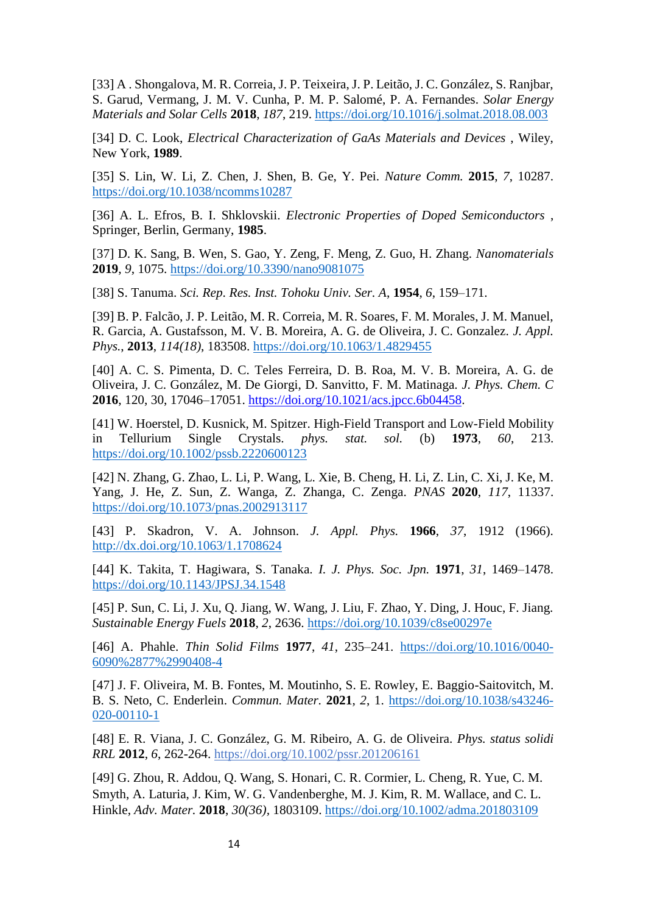[33] A . Shongalova, M. R. Correia, J. P. Teixeira, J. P. Leitão, J. C. González, S. Ranjbar, S. Garud, Vermang, J. M. V. Cunha, P. M. P. Salomé, P. A. Fernandes. *Solar Energy Materials and Solar Cells* **2018**, *187*, 219. https://doi.org/10.1016/j.solmat.2018.08.003

[34] D. C. Look, *Electrical Characterization of GaAs Materials and Devices* , Wiley, New York, **1989**.

[35] S. Lin, W. Li, Z. Chen, J. Shen, B. Ge, Y. Pei. *Nature Comm.* **2015**, *7*, 10287. https://doi.org/10.1038/ncomms10287

[36] A. L. Efros, B. I. Shklovskii. *Electronic Properties of Doped Semiconductors* , Springer, Berlin, Germany, **1985**.

[37] D. K. Sang, B. Wen, S. Gao, Y. Zeng, F. Meng, Z. Guo, H. Zhang. *Nanomaterials* **2019**, *9*, 1075. https://doi.org/10.3390/nano9081075

[38] S. Tanuma. *Sci. Rep. Res. Inst. Tohoku Univ. Ser. A*, **1954**, *6*, 159–171.

[39] B. P. Falcão, J. P. Leitão, M. R. Correia, M. R. Soares, F. M. Morales, J. M. Manuel, R. Garcia, A. Gustafsson, M. V. B. Moreira, A. G. de Oliveira, J. C. Gonzalez. *J. Appl. Phys.*, **2013**, *114(18)*, 183508. https://doi.org/10.1063/1.4829455

[40] A. C. S. Pimenta, D. C. Teles Ferreira, D. B. Roa, M. V. B. Moreira, A. G. de Oliveira, J. C. González, M. De Giorgi, D. Sanvitto, F. M. Matinaga. *J. Phys. Chem. C* **2016**, 120, 30, 17046–17051. https://doi.org/10.1021/acs.jpcc.6b04458.

[41] W. Hoerstel, D. Kusnick, M. Spitzer. High-Field Transport and Low-Field Mobility in Tellurium Single Crystals. *phys. stat. sol.* (b) **1973**, *60*, 213. https://doi.org/10.1002/pssb.2220600123

[42] N. Zhang, G. Zhao, L. Li, P. Wang, L. Xie, B. Cheng, H. Li, Z. Lin, C. Xi, J. Ke, M. Yang, J. He, Z. Sun, Z. Wanga, Z. Zhanga, C. Zenga. *PNAS* **2020**, *117*, 11337. https://doi.org/10.1073/pnas.2002913117

[43] P. Skadron, V. A. Johnson. *J. Appl. Phys.* **1966**, *37*, 1912 (1966). http://dx.doi.org/10.1063/1.1708624

[44] K. Takita, T. Hagiwara, S. Tanaka. *I. J. Phys. Soc. Jpn.* **1971**, *31*, 1469–1478. https://doi.org/10.1143/JPSJ.34.1548

[45] P. Sun, C. Li, J. Xu, Q. Jiang, W. Wang, J. Liu, F. Zhao, Y. Ding, J. Houc, F. Jiang. *Sustainable Energy Fuels* **2018**, *2*, 2636. https://doi.org/10.1039/c8se00297e

[46] A. Phahle. *Thin Solid Films* **1977**, *41*, 235–241. https://doi.org/10.1016/0040-6090%2877%2990408-4

[47] J. F. Oliveira, M. B. Fontes, M. Moutinho, S. E. Rowley, E. Baggio-Saitovitch, M. B. S. Neto, C. Enderlein. *Commun. Mater.* **2021**, *2*, 1. https://doi.org/10.1038/s43246-020-00110-1

[48] E. R. Viana, J. C. González, G. M. Ribeiro, A. G. de Oliveira. *Phys. status solidi RRL* **2012**, *6*, 262-264. https://doi.org/10.1002/pssr.201206161

[49] G. Zhou, R. Addou, Q. Wang, S. Honari, C. R. Cormier, L. Cheng, R. Yue, C. M. Smyth, A. Laturia, J. Kim, W. G. Vandenberghe, M. J. Kim, R. M. Wallace, and C. L. Hinkle, *Adv. Mater.* **2018**, *30(36)*, 1803109. https://doi.org/10.1002/adma.201803109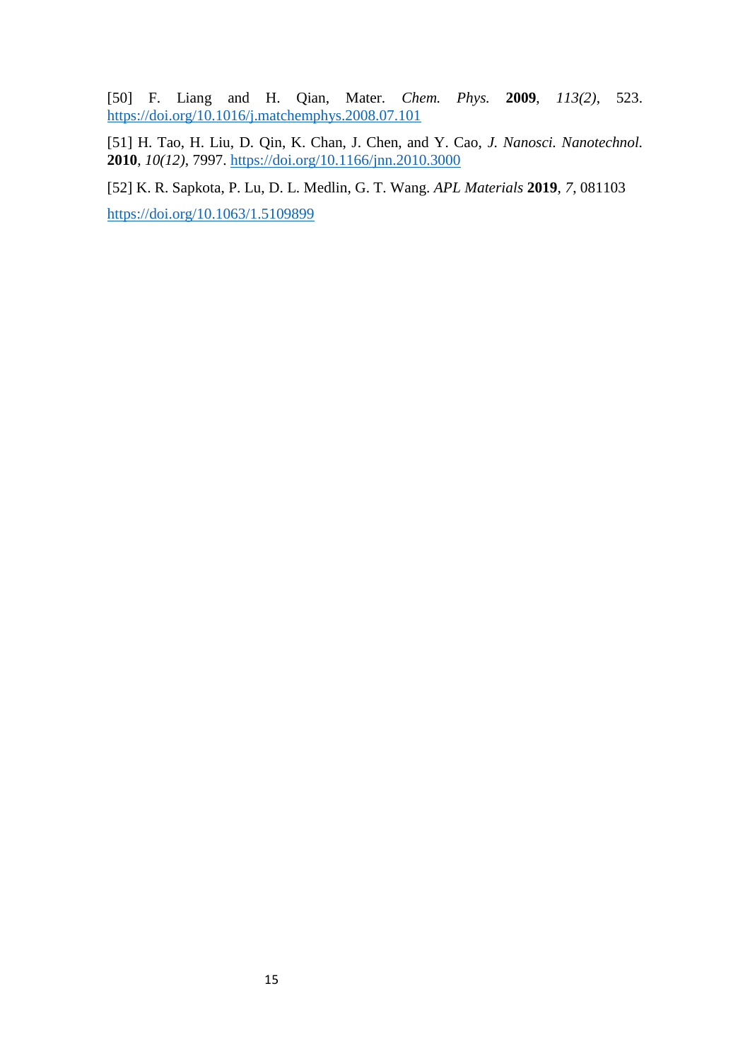[50] F. Liang and H. Qian, Mater. *Chem. Phys.* **2009**, *113(2)*, 523. https://doi.org/10.1016/j.matchemphys.2008.07.101

[51] H. Tao, H. Liu, D. Qin, K. Chan, J. Chen, and Y. Cao, *J. Nanosci. Nanotechnol.* **2010**, *10(12)*, 7997. https://doi.org/10.1166/jnn.2010.3000

[52] K. R. Sapkota, P. Lu, D. L. Medlin, G. T. Wang. *APL Materials* **2019**, *7*, 081103

https://doi.org/10.1063/1.5109899